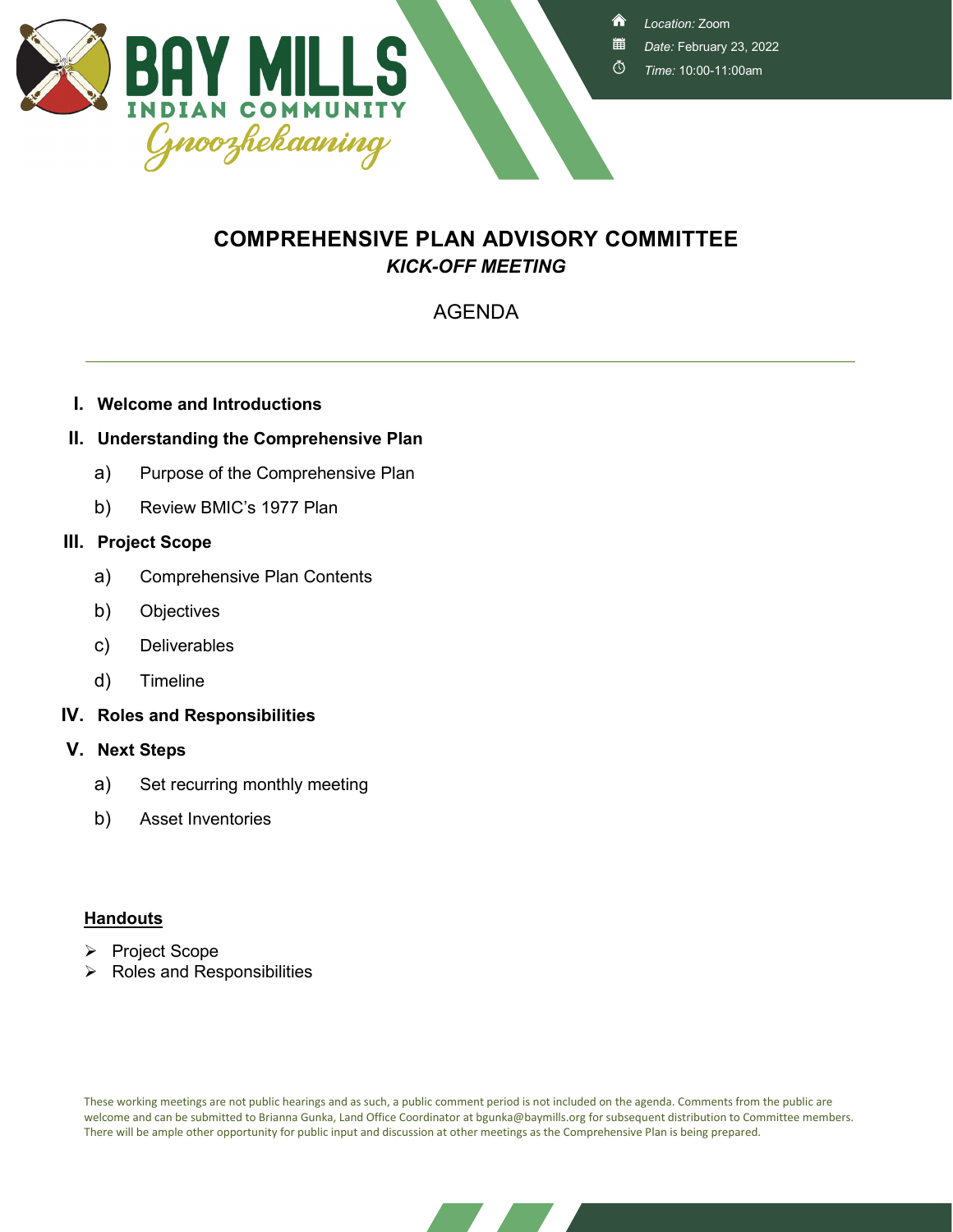BAY MILLS
INDIAN COMMUNITY
Gnoozhekaaning

*Location:* Zoom
*Date:* February 23, 2022
*Time:* 10:00-11:00am

# COMPREHENSIVE PLAN ADVISORY COMMITTEE
## *KICK-OFF MEETING*

AGENDA

---

I. **Welcome and Introductions**

II. **Understanding the Comprehensive Plan**
   a) Purpose of the Comprehensive Plan
   b) Review BMIC's 1977 Plan

III. **Project Scope**
   a) Comprehensive Plan Contents
   b) Objectives
   c) Deliverables
   d) Timeline

IV. **Roles and Responsibilities**

V. **Next Steps**
   a) Set recurring monthly meeting
   b) Asset Inventories

**Handouts**

- Project Scope
- Roles and Responsibilities

These working meetings are not public hearings and as such, a public comment period is not included on the agenda. Comments from the public are welcome and can be submitted to Brianna Gunka, Land Office Coordinator at bgunka@baymills.org for subsequent distribution to Committee members. There will be ample other opportunity for public input and discussion at other meetings as the Comprehensive Plan is being prepared.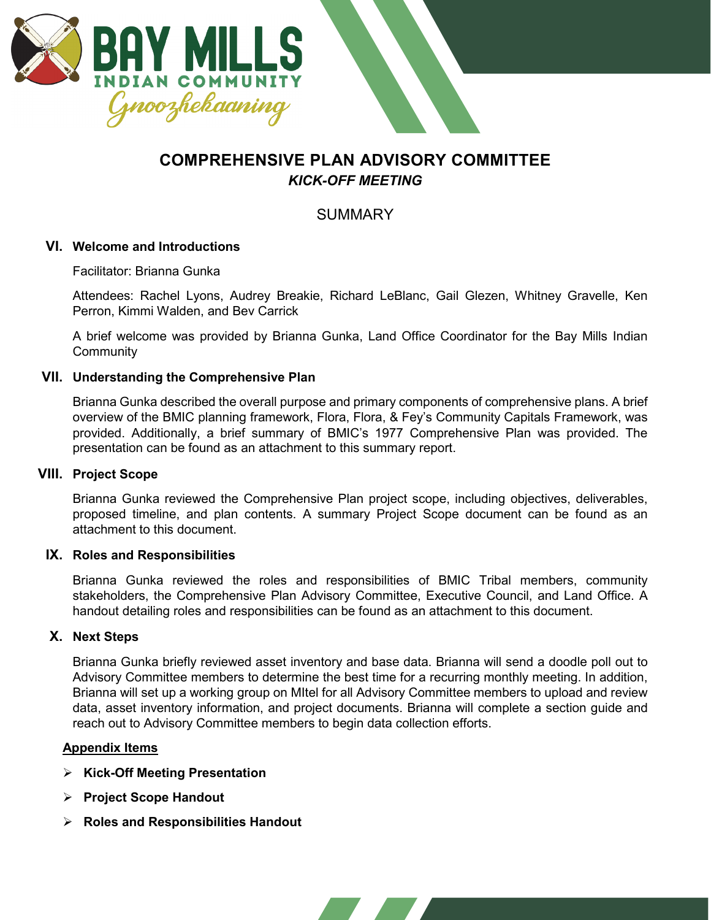# COMPREHENSIVE PLAN ADVISORY COMMITTEE

## *KICK-OFF MEETING*

SUMMARY

### VI. Welcome and Introductions

Facilitator: Brianna Gunka

Attendees: Rachel Lyons, Audrey Breakie, Richard LeBlanc, Gail Glezen, Whitney Gravelle, Ken Perron, Kimmi Walden, and Bev Carrick

A brief welcome was provided by Brianna Gunka, Land Office Coordinator for the Bay Mills Indian Community

### VII. Understanding the Comprehensive Plan

Brianna Gunka described the overall purpose and primary components of comprehensive plans. A brief overview of the BMIC planning framework, Flora, Flora, & Fey's Community Capitals Framework, was provided. Additionally, a brief summary of BMIC's 1977 Comprehensive Plan was provided. The presentation can be found as an attachment to this summary report.

### VIII. Project Scope

Brianna Gunka reviewed the Comprehensive Plan project scope, including objectives, deliverables, proposed timeline, and plan contents. A summary Project Scope document can be found as an attachment to this document.

### IX. Roles and Responsibilities

Brianna Gunka reviewed the roles and responsibilities of BMIC Tribal members, community stakeholders, the Comprehensive Plan Advisory Committee, Executive Council, and Land Office. A handout detailing roles and responsibilities can be found as an attachment to this document.

### X. Next Steps

Brianna Gunka briefly reviewed asset inventory and base data. Brianna will send a doodle poll out to Advisory Committee members to determine the best time for a recurring monthly meeting. In addition, Brianna will set up a working group on MItel for all Advisory Committee members to upload and review data, asset inventory information, and project documents. Brianna will complete a section guide and reach out to Advisory Committee members to begin data collection efforts.

**Appendix Items**

- **Kick-Off Meeting Presentation**
- **Project Scope Handout**
- **Roles and Responsibilities Handout**